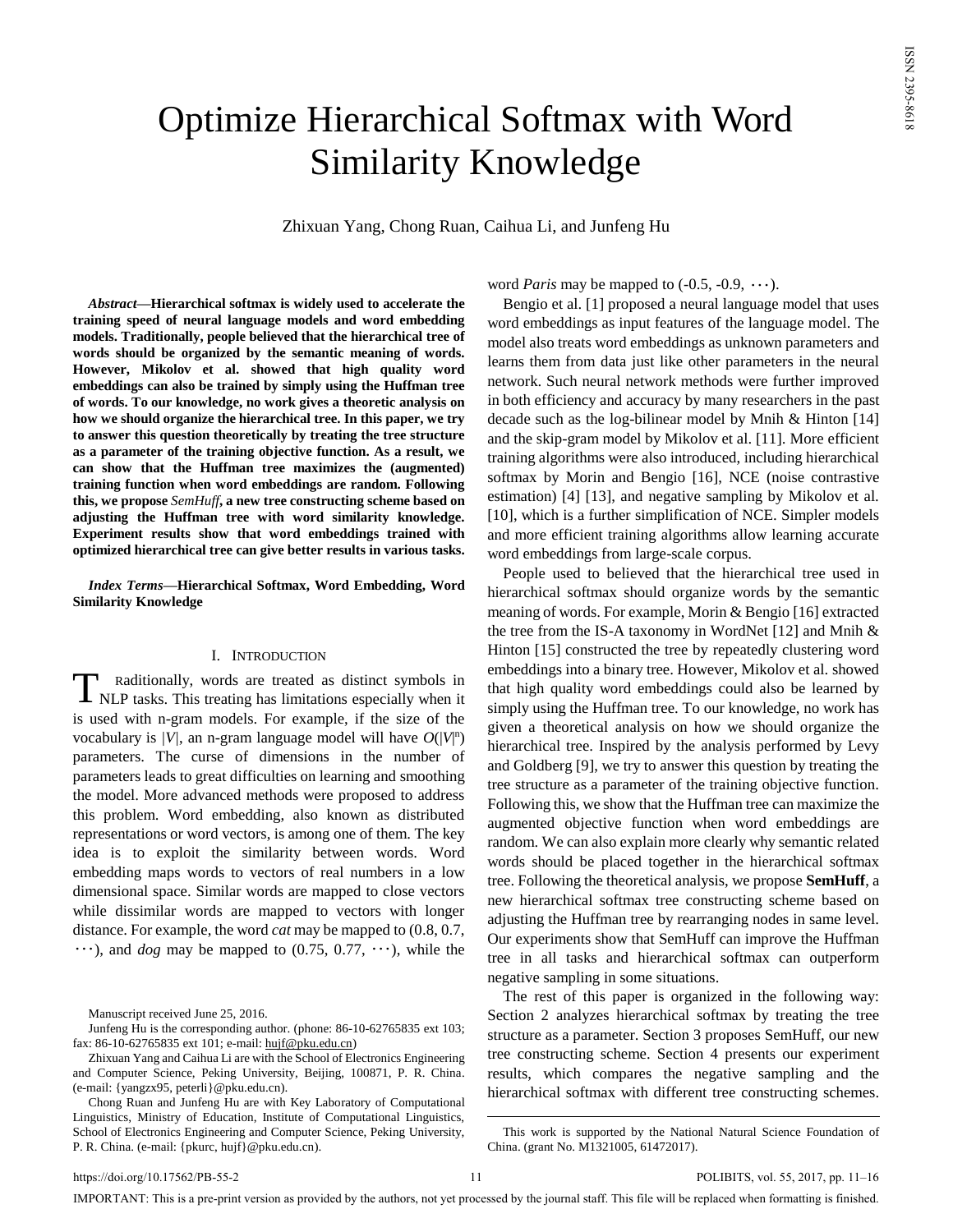# Optimize Hierarchical Softmax with Word Similarity Knowledge

Zhixuan Yang, Chong Ruan, Caihua Li, and Junfeng Hu

***Abstract*—Hierarchical softmax is widely used to accelerate the training speed of neural language models and word embedding models. Traditionally, people believed that the hierarchical tree of words should be organized by the semantic meaning of words. However, Mikolov et al. showed that high quality word embeddings can also be trained by simply using the Huffman tree of words. To our knowledge, no work gives a theoretic analysis on how we should organize the hierarchical tree. In this paper, we try to answer this question theoretically by treating the tree structure as a parameter of the training objective function. As a result, we can show that the Huffman tree maximizes the (augmented) training function when word embeddings are random. Following this, we propose *SemHuff*, a new tree constructing scheme based on adjusting the Huffman tree with word similarity knowledge. Experiment results show that word embeddings trained with optimized hierarchical tree can give better results in various tasks.**

***Index Terms*—Hierarchical Softmax, Word Embedding, Word Similarity Knowledge**

## I. Introduction

Traditionally, words are treated as distinct symbols in NLP tasks. This treating has limitations especially when it is used with n-gram models. For example, if the size of the vocabulary is $|V|$, an n-gram language model will have $O(|V|^n)$ parameters. The curse of dimensions in the number of parameters leads to great difficulties on learning and smoothing the model. More advanced methods were proposed to address this problem. Word embedding, also known as distributed representations or word vectors, is among one of them. The key idea is to exploit the similarity between words. Word embedding maps words to vectors of real numbers in a low dimensional space. Similar words are mapped to close vectors while dissimilar words are mapped to vectors with longer distance. For example, the word *cat* may be mapped to (0.8, 0.7, $\cdots$), and *dog* may be mapped to (0.75, 0.77, $\cdots$), while the word *Paris* may be mapped to (-0.5, -0.9, $\cdots$).

Bengio et al. [1] proposed a neural language model that uses word embeddings as input features of the language model. The model also treats word embeddings as unknown parameters and learns them from data just like other parameters in the neural network. Such neural network methods were further improved in both efficiency and accuracy by many researchers in the past decade such as the log-bilinear model by Mnih & Hinton [14] and the skip-gram model by Mikolov et al. [11]. More efficient training algorithms were also introduced, including hierarchical softmax by Morin and Bengio [16], NCE (noise contrastive estimation) [4] [13], and negative sampling by Mikolov et al. [10], which is a further simplification of NCE. Simpler models and more efficient training algorithms allow learning accurate word embeddings from large-scale corpus.

People used to believed that the hierarchical tree used in hierarchical softmax should organize words by the semantic meaning of words. For example, Morin & Bengio [16] extracted the tree from the IS-A taxonomy in WordNet [12] and Mnih & Hinton [15] constructed the tree by repeatedly clustering word embeddings into a binary tree. However, Mikolov et al. showed that high quality word embeddings could also be learned by simply using the Huffman tree. To our knowledge, no work has given a theoretical analysis on how we should organize the hierarchical tree. Inspired by the analysis performed by Levy and Goldberg [9], we try to answer this question by treating the tree structure as a parameter of the training objective function. Following this, we show that the Huffman tree can maximize the augmented objective function when word embeddings are random. We can also explain more clearly why semantic related words should be placed together in the hierarchical softmax tree. Following the theoretical analysis, we propose **SemHuff**, a new hierarchical softmax tree constructing scheme based on adjusting the Huffman tree by rearranging nodes in same level. Our experiments show that SemHuff can improve the Huffman tree in all tasks and hierarchical softmax can outperform negative sampling in some situations.

The rest of this paper is organized in the following way: Section 2 analyzes hierarchical softmax by treating the tree structure as a parameter. Section 3 proposes SemHuff, our new tree constructing scheme. Section 4 presents our experiment results, which compares the negative sampling and the hierarchical softmax with different tree constructing schemes.

---

Manuscript received June 25, 2016.

Junfeng Hu is the corresponding author. (phone: 86-10-62765835 ext 103; fax: 86-10-62765835 ext 101; e-mail: hujf@pku.edu.cn)

Zhixuan Yang and Caihua Li are with the School of Electronics Engineering and Computer Science, Peking University, Beijing, 100871, P. R. China. (e-mail: {yangzx95, peterli}@pku.edu.cn).

Chong Ruan and Junfeng Hu are with Key Laboratory of Computational Linguistics, Ministry of Education, Institute of Computational Linguistics, School of Electronics Engineering and Computer Science, Peking University, P. R. China. (e-mail: {pkurc, hujf}@pku.edu.cn).

This work is supported by the National Natural Science Foundation of China. (grant No. M1321005, 61472017).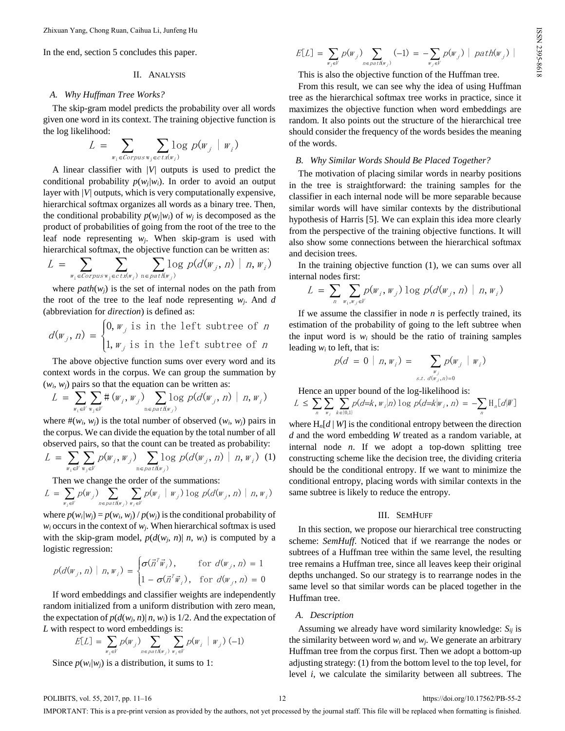In the end, section 5 concludes this paper.

## II. Analysis

### A. Why Huffman Tree Works?

The skip-gram model predicts the probability over all words given one word in its context. The training objective function is the log likelihood:

$$L = \sum_{w_i \in Corpus} \sum_{w_j \in ctx(w_i)} \log p(w_j \mid w_i)$$

A linear classifier with $|V|$ outputs is used to predict the conditional probability $p(w_j|w_i)$. In order to avoid an output layer with $|V|$ outputs, which is very computationally expensive, hierarchical softmax organizes all words as a binary tree. Then, the conditional probability $p(w_j|w_i)$ of $w_j$ is decomposed as the product of probabilities of going from the root of the tree to the leaf node representing $w_j$. When skip-gram is used with hierarchical softmax, the objective function can be written as:

$$L = \sum_{w_i \in Corpus} \sum_{w_j \in ctx(w_i)} \sum_{n \in path(w_j)} \log p(d(w_j, n) \mid n, w_i)$$

where $path(w_j)$ is the set of internal nodes on the path from the root of the tree to the leaf node representing $w_j$. And $d$ (abbreviation for *direction*) is defined as:

$$d(w_j, n) = \begin{cases} 0, w_j \text{ is in the left subtree of } n \\ 1, w_j \text{ is in the left subtree of } n \end{cases}$$

The above objective function sums over every word and its context words in the corpus. We can group the summation by $(w_i, w_j)$ pairs so that the equation can be written as:

$$L = \sum_{w_i \in V} \sum_{w_j \in V} \#(w_i, w_j) \sum_{n \in path(w_j)} \log p(d(w_j, n) \mid n, w_i)$$

where $\#(w_i, w_j)$ is the total number of observed $(w_i, w_j)$ pairs in the corpus. We can divide the equation by the total number of all observed pairs, so that the count can be treated as probability:

$$L = \sum_{w_i \in V} \sum_{w_j \in V} p(w_i, w_j) \sum_{n \in path(w_j)} \log p(d(w_j, n) \mid n, w_i) \quad (1)$$

Then we change the order of the summations:

$$L = \sum_{w_j \in V} p(w_j) \sum_{n \in path(w_j)} \sum_{w_i \in V} p(w_i \mid w_j) \log p(d(w_j, n) \mid n, w_i)$$

where $p(w_i|w_j) = p(w_i, w_j) / p(w_j)$ is the conditional probability of $w_i$ occurs in the context of $w_j$. When hierarchical softmax is used with the skip-gram model, $p(d(w_j, n)| n, w_i)$ is computed by a logistic regression:

$$p(d(w_j, n) \mid n, w_i) = \begin{cases} \sigma(\vec{n}^T \vec{w}_i), & \text{for } d(w_j, n) = 1 \\ 1 - \sigma(\vec{n}^T \vec{w}_i), & \text{for } d(w_j, n) = 0 \end{cases}$$

If word embeddings and classifier weights are independently random initialized from a uniform distribution with zero mean, the expectation of $p(d(w_j, n)| n, w_i)$ is 1/2. And the expectation of $L$ with respect to word embeddings is:

$$E[L] = \sum_{w_j \in V} p(w_j) \sum_{n \in path(w_j)} \sum_{w_i \in V} p(w_i \mid w_j) (-1)$$

Since $p(w_i|w_j)$ is a distribution, it sums to 1:

$$E[L] = \sum_{w_j \in V} p(w_j) \sum_{n \in path(w_j)} (-1) = -\sum_{w_j \in V} p(w_j) \mid path(w_j) \mid$$

This is also the objective function of the Huffman tree.

From this result, we can see why the idea of using Huffman tree as the hierarchical softmax tree works in practice, since it maximizes the objective function when word embeddings are random. It also points out the structure of the hierarchical tree should consider the frequency of the words besides the meaning of the words.

### B. Why Similar Words Should Be Placed Together?

The motivation of placing similar words in nearby positions in the tree is straightforward: the training samples for the classifier in each internal node will be more separable because similar words will have similar contexts by the distributional hypothesis of Harris [5]. We can explain this idea more clearly from the perspective of the training objective functions. It will also show some connections between the hierarchical softmax and decision trees.

In the training objective function (1), we can sums over all internal nodes first:

$$L = \sum_{n} \sum_{w_i, w_j \in V} p(w_i, w_j) \log p(d(w_j, n) \mid n, w_i)$$

If we assume the classifier in node $n$ is perfectly trained, its estimation of the probability of going to the left subtree when the input word is $w_i$ should be the ratio of training samples leading $w_i$ to left, that is:

$$p(d = 0 \mid n, w_i) = \sum_{\substack{w_j \\ s.t.\ d(w_j, n) = 0}} p(w_j \mid w_i)$$

Hence an upper bound of the log-likelihood is:

$$L \le \sum_{n} \sum_{w_i} \sum_{k \in \{0,1\}} p(d{=}k, w_i|n) \log p(d{=}k|w_i, n) = -\sum_{n} \mathrm{H}_n[d|W]$$

where $\mathrm{H}_n[d \mid W]$ is the conditional entropy between the direction $d$ and the word embedding $W$ treated as a random variable, at internal node $n$. If we adopt a top-down splitting tree constructing scheme like the decision tree, the dividing criteria should be the conditional entropy. If we want to minimize the conditional entropy, placing words with similar contexts in the same subtree is likely to reduce the entropy.

## III. SemHuff

In this section, we propose our hierarchical tree constructing scheme: *SemHuff*. Noticed that if we rearrange the nodes or subtrees of a Huffman tree within the same level, the resulting tree remains a Huffman tree, since all leaves keep their original depths unchanged. So our strategy is to rearrange nodes in the same level so that similar words can be placed together in the Huffman tree.

### A. Description

Assuming we already have word similarity knowledge: $S_{ij}$ is the similarity between word $w_i$ and $w_j$. We generate an arbitrary Huffman tree from the corpus first. Then we adopt a bottom-up adjusting strategy: (1) from the bottom level to the top level, for level $i$, we calculate the similarity between all subtrees. The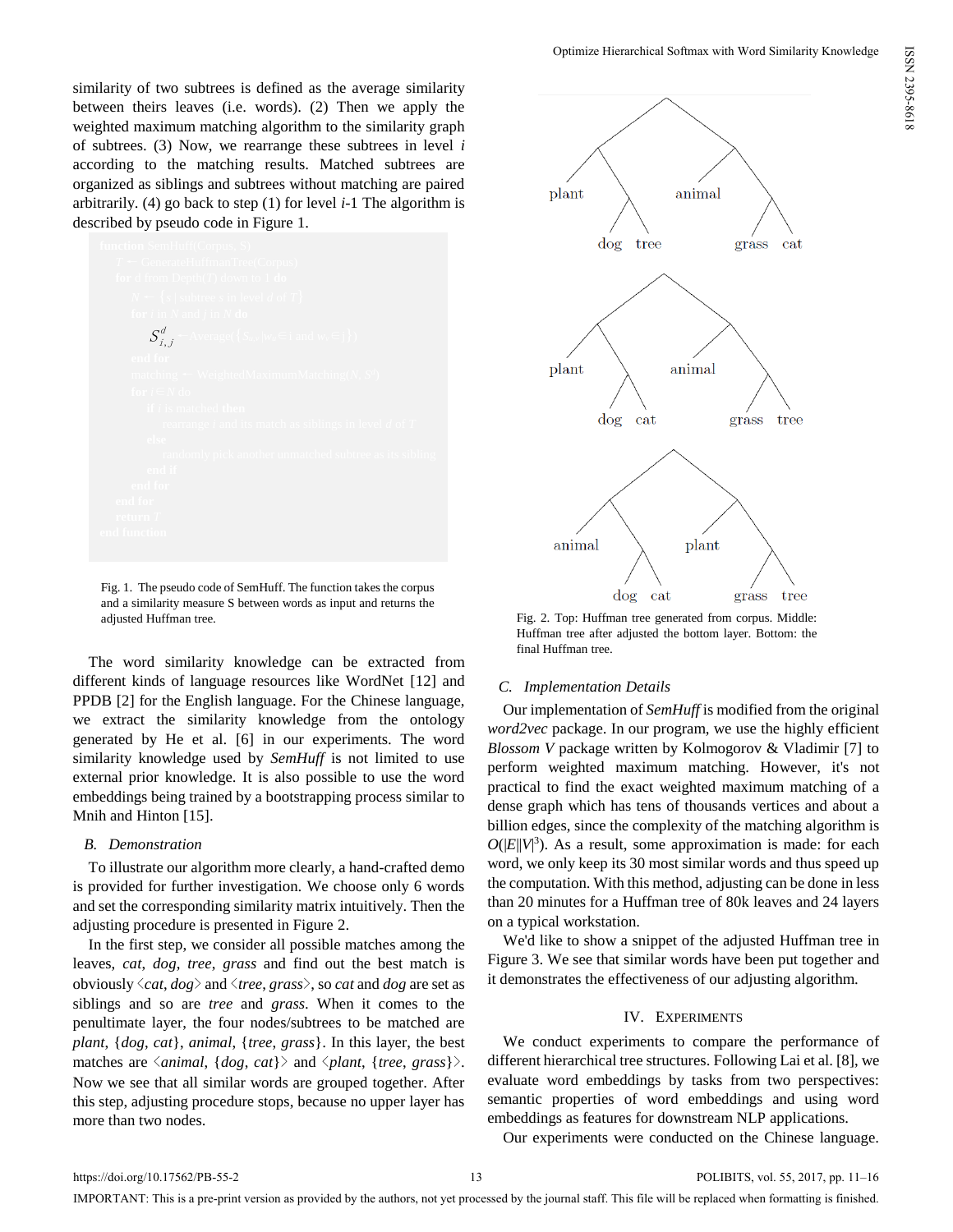similarity of two subtrees is defined as the average similarity between theirs leaves (i.e. words). (2) Then we apply the weighted maximum matching algorithm to the similarity graph of subtrees. (3) Now, we rearrange these subtrees in level *i* according to the matching results. Matched subtrees are organized as siblings and subtrees without matching are paired arbitrarily. (4) go back to step (1) for level *i*-1 The algorithm is described by pseudo code in Figure 1.

```
function SemHuff(Corpus, S)
    T ← GenerateHuffmanTree(Corpus)
    for d from Depth(T) down to 1 do
        N ← { s | subtree s in level d of T }
        for i in N and j in N do
            S^d_{i,j} ← Average({ S_{wi,wj} | wi ∈ i and wj ∈ j })
        end for
        matching ← WeightedMaximumMatching(N, S^d)
        for i ∈ N do
            if i is matched then
                rearrange i and its match as siblings in level d of T
            else
                randomly pick another unmatched subtree as its sibling
            end if
        end for
    end for
    return T
end function
```

Fig. 1. The pseudo code of SemHuff. The function takes the corpus and a similarity measure S between words as input and returns the adjusted Huffman tree.

The word similarity knowledge can be extracted from different kinds of language resources like WordNet [12] and PPDB [2] for the English language. For the Chinese language, we extract the similarity knowledge from the ontology generated by He et al. [6] in our experiments. The word similarity knowledge used by *SemHuff* is not limited to use external prior knowledge. It is also possible to use the word embeddings being trained by a bootstrapping process similar to Mnih and Hinton [15].

### *B. Demonstration*

To illustrate our algorithm more clearly, a hand-crafted demo is provided for further investigation. We choose only 6 words and set the corresponding similarity matrix intuitively. Then the adjusting procedure is presented in Figure 2.

In the first step, we consider all possible matches among the leaves, *cat*, *dog*, *tree*, *grass* and find out the best match is obviously ⟨*cat*, *dog*⟩ and ⟨*tree*, *grass*⟩, so *cat* and *dog* are set as siblings and so are *tree* and *grass*. When it comes to the penultimate layer, the four nodes/subtrees to be matched are *plant*, {*dog*, *cat*}, *animal*, {*tree*, *grass*}. In this layer, the best matches are ⟨*animal*, {*dog*, *cat*}⟩ and ⟨*plant*, {*tree*, *grass*}⟩. Now we see that all similar words are grouped together. After this step, adjusting procedure stops, because no upper layer has more than two nodes.

Fig. 2. Top: Huffman tree generated from corpus. Middle: Huffman tree after adjusted the bottom layer. Bottom: the final Huffman tree.

### *C. Implementation Details*

Our implementation of *SemHuff* is modified from the original *word2vec* package. In our program, we use the highly efficient *Blossom V* package written by Kolmogorov & Vladimir [7] to perform weighted maximum matching. However, it's not practical to find the exact weighted maximum matching of a dense graph which has tens of thousands vertices and about a billion edges, since the complexity of the matching algorithm is $O(|E||V|^3)$. As a result, some approximation is made: for each word, we only keep its 30 most similar words and thus speed up the computation. With this method, adjusting can be done in less than 20 minutes for a Huffman tree of 80k leaves and 24 layers on a typical workstation.

We'd like to show a snippet of the adjusted Huffman tree in Figure 3. We see that similar words have been put together and it demonstrates the effectiveness of our adjusting algorithm.

## IV. Experiments

We conduct experiments to compare the performance of different hierarchical tree structures. Following Lai et al. [8], we evaluate word embeddings by tasks from two perspectives: semantic properties of word embeddings and using word embeddings as features for downstream NLP applications.

Our experiments were conducted on the Chinese language.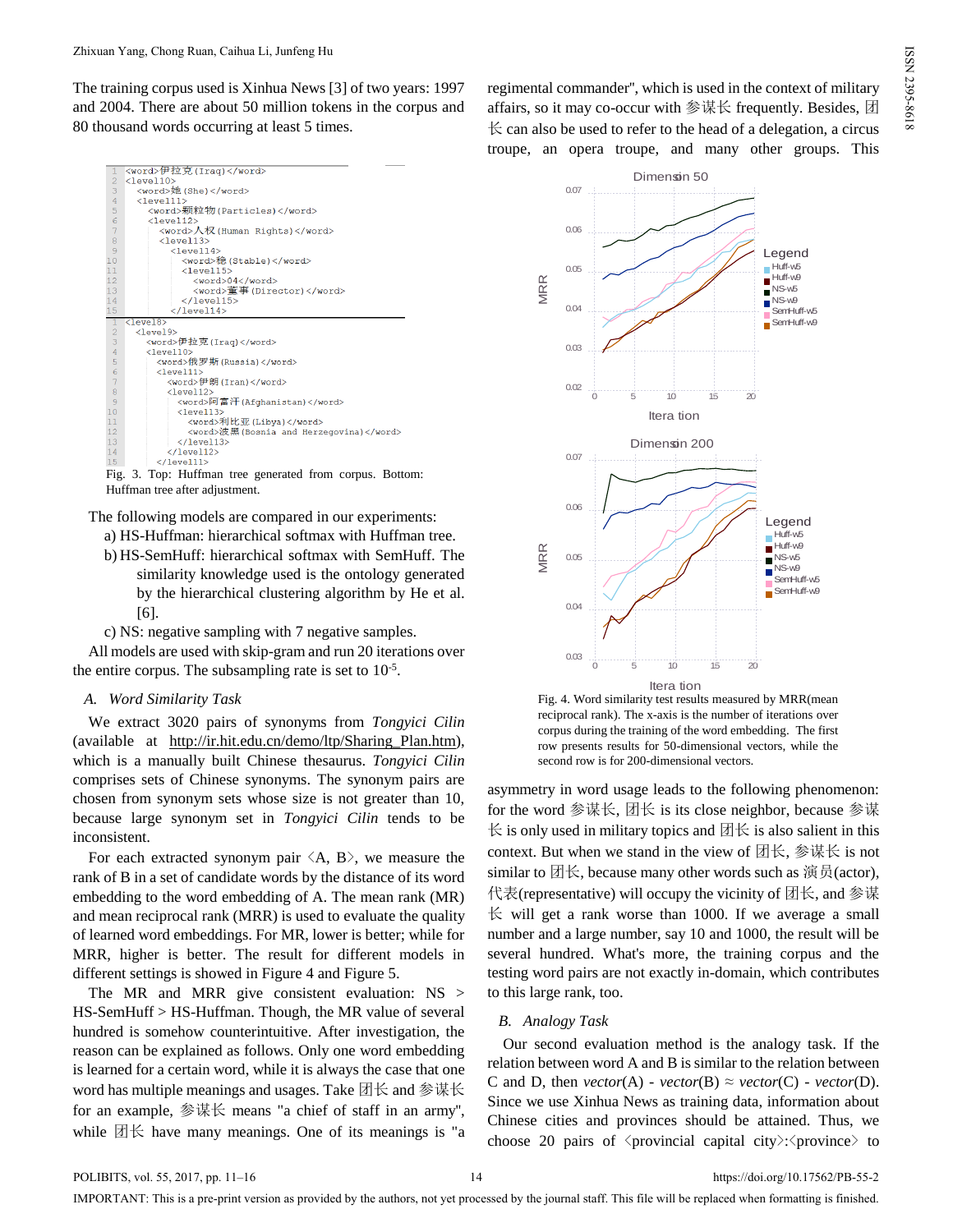The training corpus used is Xinhua News [3] of two years: 1997 and 2004. There are about 50 million tokens in the corpus and 80 thousand words occurring at least 5 times.

```
1  <word>伊拉克(Iraq)</word>
2  <level10>
3    <word>她(She)</word>
4    <level11>
5      <word>颗粒物(Particles)</word>
6      <level12>
7        <word>人权(Human Rights)</word>
8        <level13>
9          <level14>
10           <word>稳(Stable)</word>
11           <level15>
12             <word>04</word>
13             <word>董事(Director)</word>
14           </level15>
15         </level14>
```

```
1  <level8>
2    <level9>
3      <word>伊拉克(Iraq)</word>
4      <level10>
5        <word>俄罗斯(Russia)</word>
6        <level11>
7          <word>伊朗(Iran)</word>
8          <level12>
9            <word>阿富汗(Afghanistan)</word>
10           <level13>
11             <word>利比亚(Libya)</word>
12             <word>波黑(Bosnia and Herzegovina)</word>
13           </level13>
14         </level12>
15       </level11>
```

Fig. 3. Top: Huffman tree generated from corpus. Bottom: Huffman tree after adjustment.

The following models are compared in our experiments:

a) HS-Huffman: hierarchical softmax with Huffman tree.

b) HS-SemHuff: hierarchical softmax with SemHuff. The similarity knowledge used is the ontology generated by the hierarchical clustering algorithm by He et al. [6].

c) NS: negative sampling with 7 negative samples.

All models are used with skip-gram and run 20 iterations over the entire corpus. The subsampling rate is set to $10^{-5}$.

### A. Word Similarity Task

We extract 3020 pairs of synonyms from *Tongyici Cilin* (available at http://ir.hit.edu.cn/demo/ltp/Sharing_Plan.htm), which is a manually built Chinese thesaurus. *Tongyici Cilin* comprises sets of Chinese synonyms. The synonym pairs are chosen from synonym sets whose size is not greater than 10, because large synonym set in *Tongyici Cilin* tends to be inconsistent.

For each extracted synonym pair 〈A, B〉, we measure the rank of B in a set of candidate words by the distance of its word embedding to the word embedding of A. The mean rank (MR) and mean reciprocal rank (MRR) is used to evaluate the quality of learned word embeddings. For MR, lower is better; while for MRR, higher is better. The result for different models in different settings is showed in Figure 4 and Figure 5.

The MR and MRR give consistent evaluation: NS > HS-SemHuff > HS-Huffman. Though, the MR value of several hundred is somehow counterintuitive. After investigation, the reason can be explained as follows. Only one word embedding is learned for a certain word, while it is always the case that one word has multiple meanings and usages. Take 团长 and 参谋长 for an example, 参谋长 means "a chief of staff in an army", while 团长 have many meanings. One of its meanings is "a regimental commander", which is used in the context of military affairs, so it may co-occur with 参谋长 frequently. Besides, 团长 can also be used to refer to the head of a delegation, a circus troupe, an opera troupe, and many other groups. This asymmetry in word usage leads to the following phenomenon: for the word 参谋长, 团长 is its close neighbor, because 参谋长 is only used in military topics and 团长 is also salient in this context. But when we stand in the view of 团长, 参谋长 is not similar to 团长, because many other words such as 演员(actor), 代表(representative) will occupy the vicinity of 团长, and 参谋长 will get a rank worse than 1000. If we average a small number and a large number, say 10 and 1000, the result will be several hundred. What's more, the training corpus and the testing word pairs are not exactly in-domain, which contributes to this large rank, too.

Fig. 4. Word similarity test results measured by MRR(mean reciprocal rank). The x-axis is the number of iterations over corpus during the training of the word embedding. The first row presents results for 50-dimensional vectors, while the second row is for 200-dimensional vectors.

### B. Analogy Task

Our second evaluation method is the analogy task. If the relation between word A and B is similar to the relation between C and D, then *vector*(A) - *vector*(B) ≈ *vector*(C) - *vector*(D). Since we use Xinhua News as training data, information about Chinese cities and provinces should be attained. Thus, we choose 20 pairs of 〈provincial capital city〉:〈province〉 to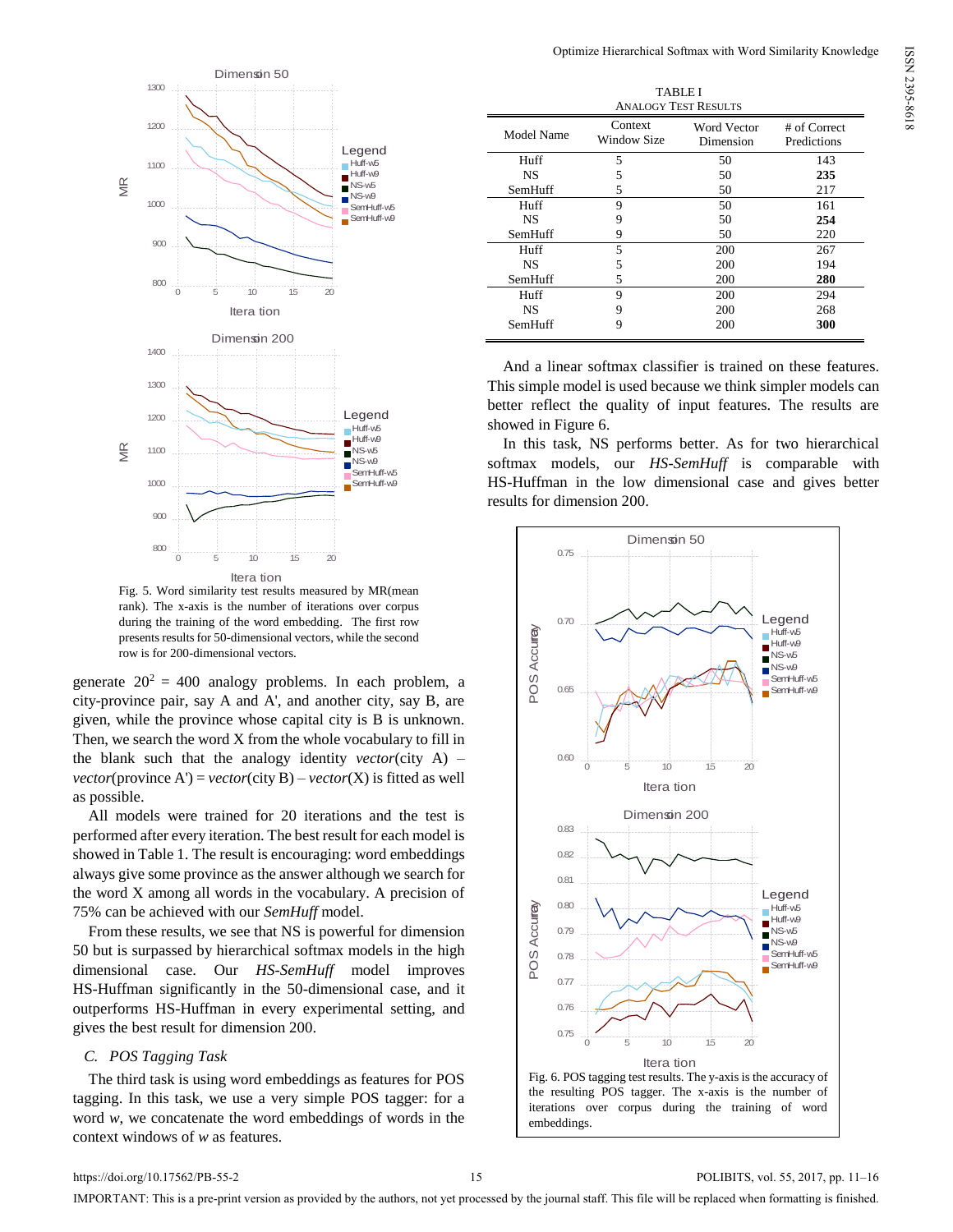Fig. 5. Word similarity test results measured by MR(mean rank). The x-axis is the number of iterations over corpus during the training of the word embedding. The first row presents results for 50-dimensional vectors, while the second row is for 200-dimensional vectors.

generate $20^2$ = 400 analogy problems. In each problem, a city-province pair, say A and A', and another city, say B, are given, while the province whose capital city is B is unknown. Then, we search the word X from the whole vocabulary to fill in the blank such that the analogy identity *vector*(city A) – *vector*(province A') = *vector*(city B) – *vector*(X) is fitted as well as possible.

All models were trained for 20 iterations and the test is performed after every iteration. The best result for each model is showed in Table 1. The result is encouraging: word embeddings always give some province as the answer although we search for the word X among all words in the vocabulary. A precision of 75% can be achieved with our *SemHuff* model.

From these results, we see that NS is powerful for dimension 50 but is surpassed by hierarchical softmax models in the high dimensional case. Our *HS-SemHuff* model improves HS-Huffman significantly in the 50-dimensional case, and it outperforms HS-Huffman in every experimental setting, and gives the best result for dimension 200.

### C. POS Tagging Task

The third task is using word embeddings as features for POS tagging. In this task, we use a very simple POS tagger: for a word *w*, we concatenate the word embeddings of words in the context windows of *w* as features.

TABLE I
ANALOGY TEST RESULTS

| Model Name | Context Window Size | Word Vector Dimension | # of Correct Predictions |
|---|---|---|---|
| Huff | 5 | 50 | 143 |
| NS | 5 | 50 | **235** |
| SemHuff | 5 | 50 | 217 |
| Huff | 9 | 50 | 161 |
| NS | 9 | 50 | **254** |
| SemHuff | 9 | 50 | 220 |
| Huff | 5 | 200 | 267 |
| NS | 5 | 200 | 194 |
| SemHuff | 5 | 200 | **280** |
| Huff | 9 | 200 | 294 |
| NS | 9 | 200 | 268 |
| SemHuff | 9 | 200 | **300** |

And a linear softmax classifier is trained on these features. This simple model is used because we think simpler models can better reflect the quality of input features. The results are showed in Figure 6.

In this task, NS performs better. As for two hierarchical softmax models, our *HS-SemHuff* is comparable with HS-Huffman in the low dimensional case and gives better results for dimension 200.

Fig. 6. POS tagging test results. The y-axis is the accuracy of the resulting POS tagger. The x-axis is the number of iterations over corpus during the training of word embeddings.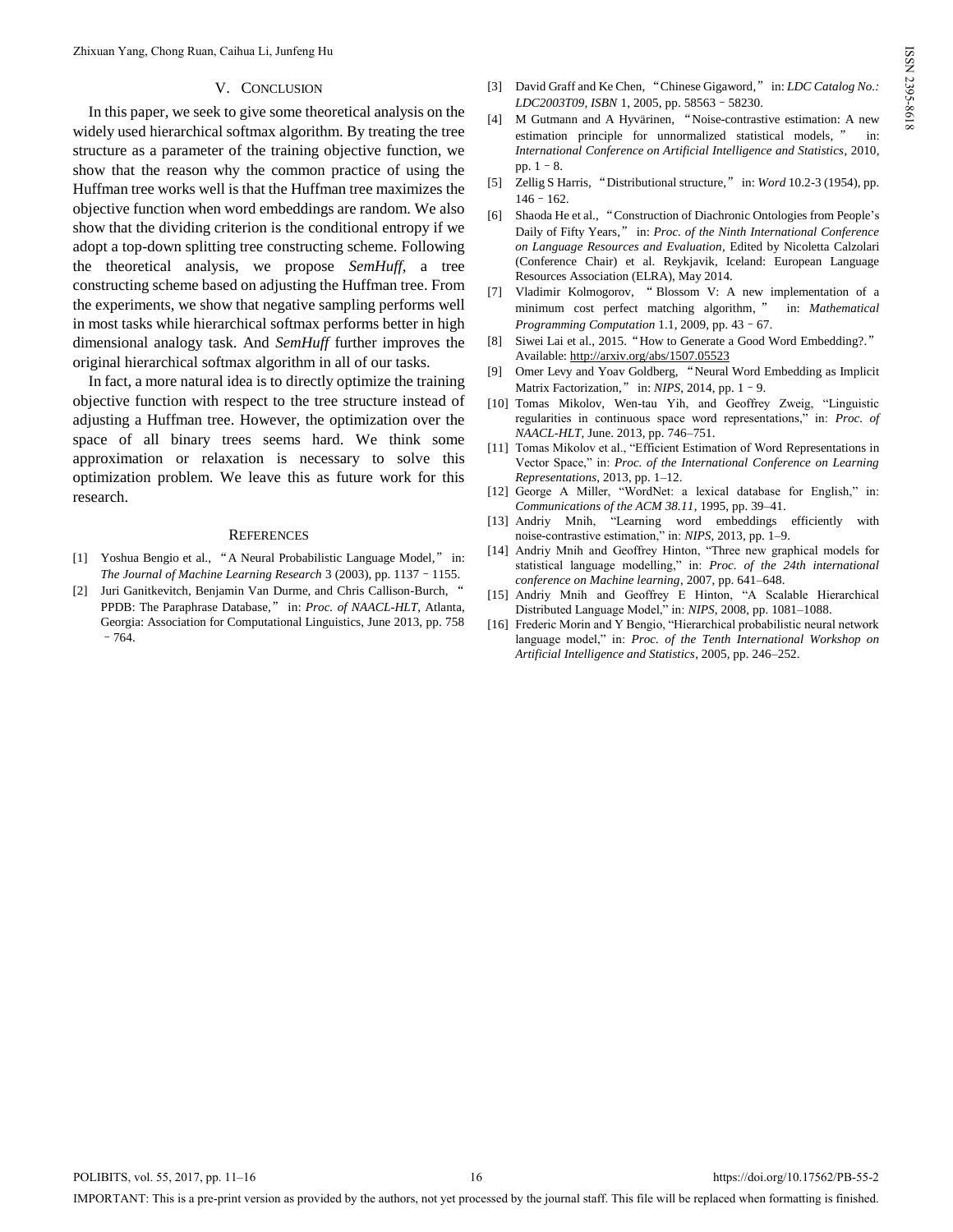## V. CONCLUSION

In this paper, we seek to give some theoretical analysis on the widely used hierarchical softmax algorithm. By treating the tree structure as a parameter of the training objective function, we show that the reason why the common practice of using the Huffman tree works well is that the Huffman tree maximizes the objective function when word embeddings are random. We also show that the dividing criterion is the conditional entropy if we adopt a top-down splitting tree constructing scheme. Following the theoretical analysis, we propose *SemHuff*, a tree constructing scheme based on adjusting the Huffman tree. From the experiments, we show that negative sampling performs well in most tasks while hierarchical softmax performs better in high dimensional analogy task. And *SemHuff* further improves the original hierarchical softmax algorithm in all of our tasks.

In fact, a more natural idea is to directly optimize the training objective function with respect to the tree structure instead of adjusting a Huffman tree. However, the optimization over the space of all binary trees seems hard. We think some approximation or relaxation is necessary to solve this optimization problem. We leave this as future work for this research.

## REFERENCES

[1] Yoshua Bengio et al., "A Neural Probabilistic Language Model," in: *The Journal of Machine Learning Research* 3 (2003), pp. 1137–1155.

[2] Juri Ganitkevitch, Benjamin Van Durme, and Chris Callison-Burch, "PPDB: The Paraphrase Database," in: *Proc. of NAACL-HLT*, Atlanta, Georgia: Association for Computational Linguistics, June 2013, pp. 758–764.

[3] David Graff and Ke Chen, "Chinese Gigaword," in: *LDC Catalog No.: LDC2003T09, ISBN* 1, 2005, pp. 58563–58230.

[4] M Gutmann and A Hyvärinen, "Noise-contrastive estimation: A new estimation principle for unnormalized statistical models," in: *International Conference on Artificial Intelligence and Statistics*, 2010, pp. 1–8.

[5] Zellig S Harris, "Distributional structure," in: *Word* 10.2-3 (1954), pp. 146–162.

[6] Shaoda He et al., "Construction of Diachronic Ontologies from People's Daily of Fifty Years," in: *Proc. of the Ninth International Conference on Language Resources and Evaluation*, Edited by Nicoletta Calzolari (Conference Chair) et al. Reykjavik, Iceland: European Language Resources Association (ELRA), May 2014.

[7] Vladimir Kolmogorov, "Blossom V: A new implementation of a minimum cost perfect matching algorithm," in: *Mathematical Programming Computation* 1.1, 2009, pp. 43–67.

[8] Siwei Lai et al., 2015. "How to Generate a Good Word Embedding?." Available: http://arxiv.org/abs/1507.05523

[9] Omer Levy and Yoav Goldberg, "Neural Word Embedding as Implicit Matrix Factorization," in: *NIPS*, 2014, pp. 1–9.

[10] Tomas Mikolov, Wen-tau Yih, and Geoffrey Zweig, "Linguistic regularities in continuous space word representations," in: *Proc. of NAACL-HLT*, June. 2013, pp. 746–751.

[11] Tomas Mikolov et al., "Efficient Estimation of Word Representations in Vector Space," in: *Proc. of the International Conference on Learning Representations*, 2013, pp. 1–12.

[12] George A Miller, "WordNet: a lexical database for English," in: *Communications of the ACM 38.11*, 1995, pp. 39–41.

[13] Andriy Mnih, "Learning word embeddings efficiently with noise-contrastive estimation," in: *NIPS*, 2013, pp. 1–9.

[14] Andriy Mnih and Geoffrey Hinton, "Three new graphical models for statistical language modelling," in: *Proc. of the 24th international conference on Machine learning*, 2007, pp. 641–648.

[15] Andriy Mnih and Geoffrey E Hinton, "A Scalable Hierarchical Distributed Language Model," in: *NIPS*, 2008, pp. 1081–1088.

[16] Frederic Morin and Y Bengio, "Hierarchical probabilistic neural network language model," in: *Proc. of the Tenth International Workshop on Artificial Intelligence and Statistics*, 2005, pp. 246–252.

IMPORTANT: This is a pre-print version as provided by the authors, not yet processed by the journal staff. This file will be replaced when formatting is finished.